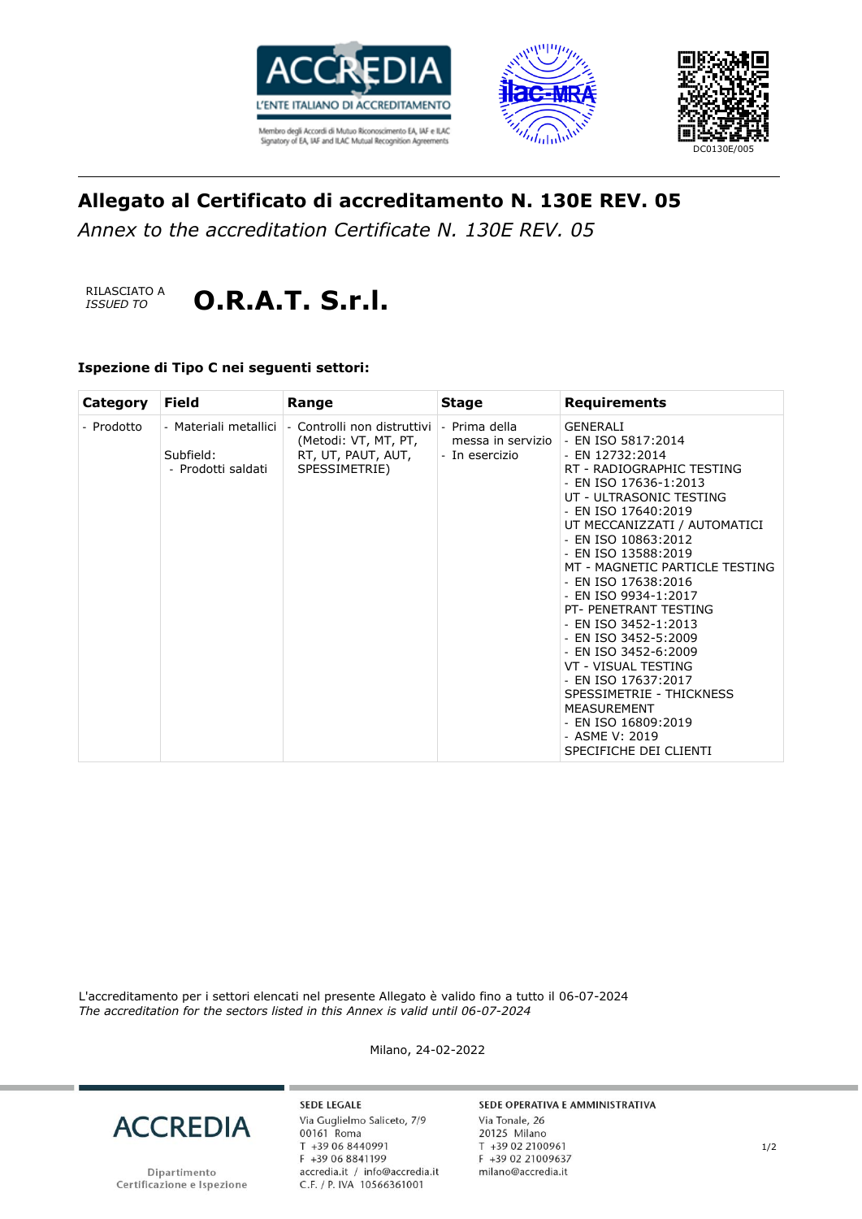ACCREDIA
L'ENTE ITALIANO DI ACCREDITAMENTO
Membro degli Accordi di Mutuo Riconoscimento EA, IAF e ILAC
Signatory of EA, IAF and ILAC Mutual Recognition Agreements

DC0130E/005

# Allegato al Certificato di accreditamento N. 130E REV. 05

*Annex to the accreditation Certificate N. 130E REV. 05*

RILASCIATO A
*ISSUED TO*

# O.R.A.T. S.r.l.

**Ispezione di Tipo C nei seguenti settori:**

| Category | Field | Range | Stage | Requirements |
|---|---|---|---|---|
| - Prodotto | - Materiali metallici<br><br>Subfield:<br>- Prodotti saldati | - Controlli non distruttivi (Metodi: VT, MT, PT, RT, UT, PAUT, AUT, SPESSIMETRIE) | - Prima della messa in servizio<br>- In esercizio | GENERALI<br>- EN ISO 5817:2014<br>- EN 12732:2014<br>RT - RADIOGRAPHIC TESTING<br>- EN ISO 17636-1:2013<br>UT - ULTRASONIC TESTING<br>- EN ISO 17640:2019<br>UT MECCANIZZATI / AUTOMATICI<br>- EN ISO 10863:2012<br>- EN ISO 13588:2019<br>MT - MAGNETIC PARTICLE TESTING<br>- EN ISO 17638:2016<br>- EN ISO 9934-1:2017<br>PT- PENETRANT TESTING<br>- EN ISO 3452-1:2013<br>- EN ISO 3452-5:2009<br>- EN ISO 3452-6:2009<br>VT - VISUAL TESTING<br>- EN ISO 17637:2017<br>SPESSIMETRIE - THICKNESS MEASUREMENT<br>- EN ISO 16809:2019<br>- ASME V: 2019<br>SPECIFICHE DEI CLIENTI |

L'accreditamento per i settori elencati nel presente Allegato è valido fino a tutto il 06-07-2024
*The accreditation for the sectors listed in this Annex is valid until 06-07-2024*

Milano, 24-02-2022

ACCREDIA
Dipartimento Certificazione e Ispezione

SEDE LEGALE
Via Guglielmo Saliceto, 7/9
00161 Roma
T +39 06 8440991
F +39 06 8841199
accredia.it / info@accredia.it
C.F. / P. IVA 10566361001

SEDE OPERATIVA E AMMINISTRATIVA
Via Tonale, 26
20125 Milano
T +39 02 2100961
F +39 02 21009637
milano@accredia.it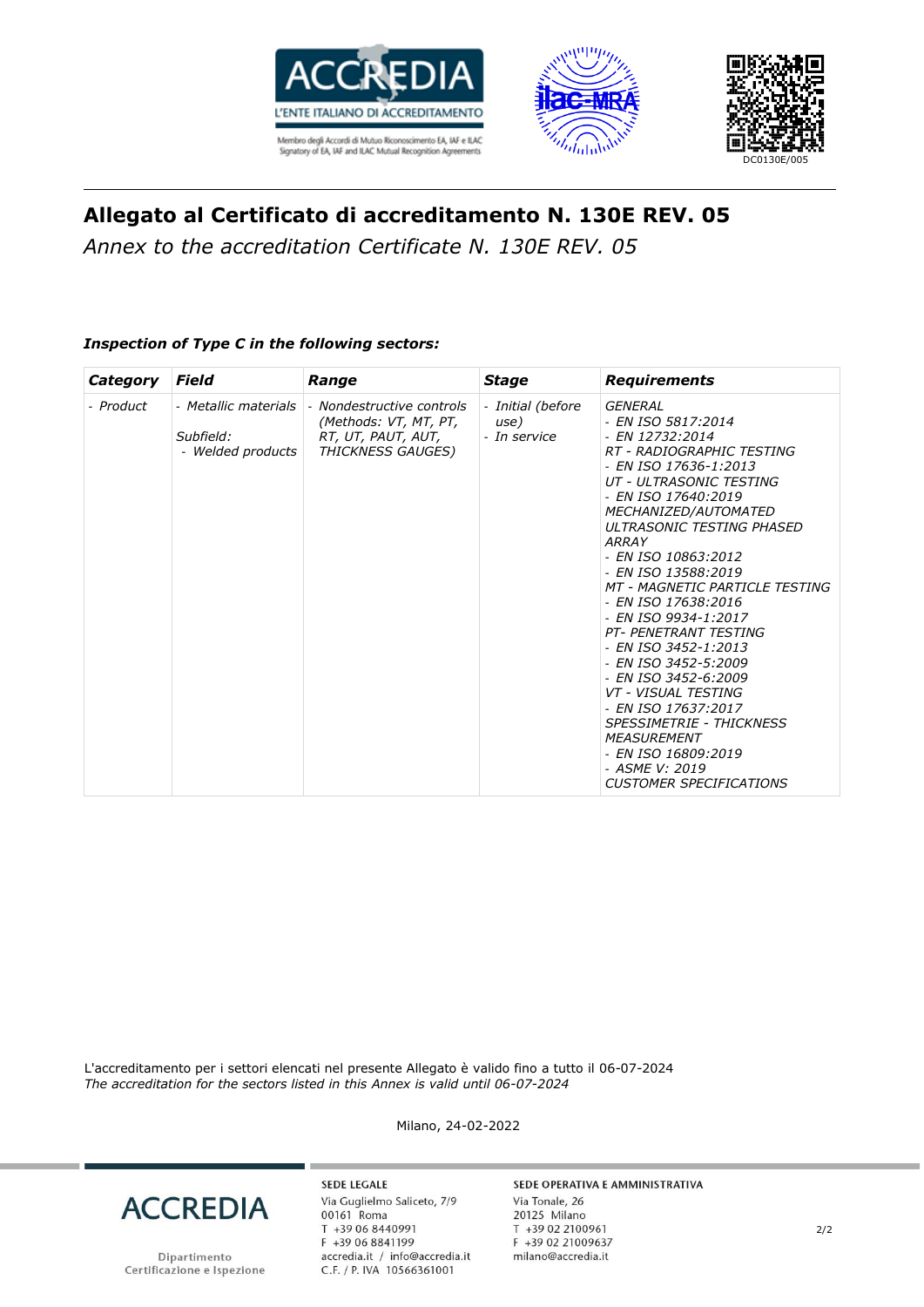DC0130E/005

# Allegato al Certificato di accreditamento N. 130E REV. 05

*Annex to the accreditation Certificate N. 130E REV. 05*

***Inspection of Type C in the following sectors:***

| Category | Field | Range | Stage | Requirements |
|---|---|---|---|---|
| - Product | - Metallic materials<br><br>Subfield:<br>- Welded products | - Nondestructive controls (Methods: VT, MT, PT, RT, UT, PAUT, AUT, THICKNESS GAUGES) | - Initial (before use)<br>- In service | GENERAL<br>- EN ISO 5817:2014<br>- EN 12732:2014<br>RT - RADIOGRAPHIC TESTING<br>- EN ISO 17636-1:2013<br>UT - ULTRASONIC TESTING<br>- EN ISO 17640:2019<br>MECHANIZED/AUTOMATED ULTRASONIC TESTING PHASED ARRAY<br>- EN ISO 10863:2012<br>- EN ISO 13588:2019<br>MT - MAGNETIC PARTICLE TESTING<br>- EN ISO 17638:2016<br>- EN ISO 9934-1:2017<br>PT- PENETRANT TESTING<br>- EN ISO 3452-1:2013<br>- EN ISO 3452-5:2009<br>- EN ISO 3452-6:2009<br>VT - VISUAL TESTING<br>- EN ISO 17637:2017<br>SPESSIMETRIE - THICKNESS MEASUREMENT<br>- EN ISO 16809:2019<br>- ASME V: 2019<br>CUSTOMER SPECIFICATIONS |

L'accreditamento per i settori elencati nel presente Allegato è valido fino a tutto il 06-07-2024

*The accreditation for the sectors listed in this Annex is valid until 06-07-2024*

Milano, 24-02-2022